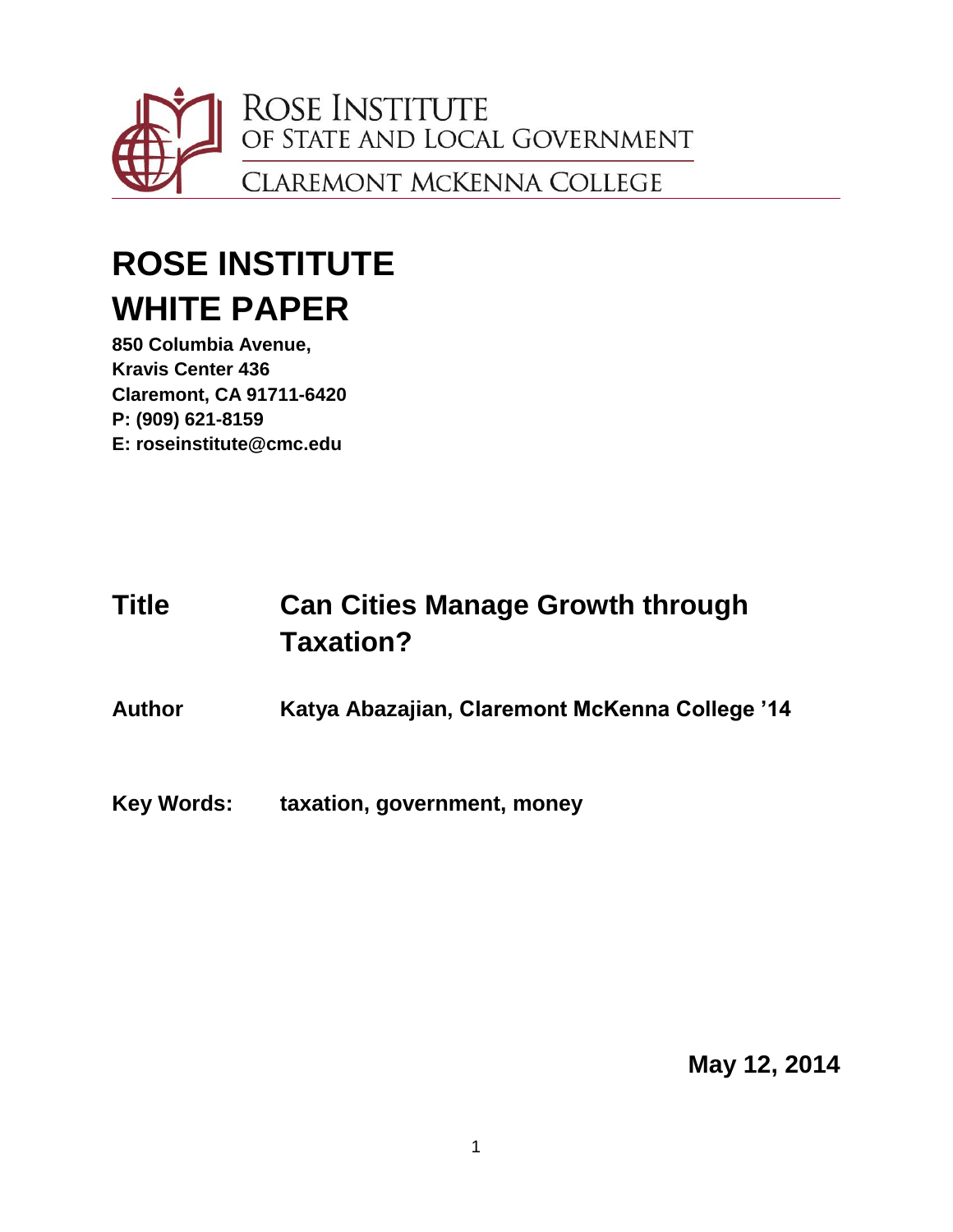Rose Institute
of State and Local Government

Claremont McKenna College

# ROSE INSTITUTE WHITE PAPER

**850 Columbia Avenue,**
**Kravis Center 436**
**Claremont, CA 91711-6420**
**P: (909) 621-8159**
**E: roseinstitute@cmc.edu**

| | |
|---|---|
| **Title** | **Can Cities Manage Growth through Taxation?** |
| **Author** | **Katya Abazajian, Claremont McKenna College '14** |
| **Key Words:** | **taxation, government, money** |

**May 12, 2014**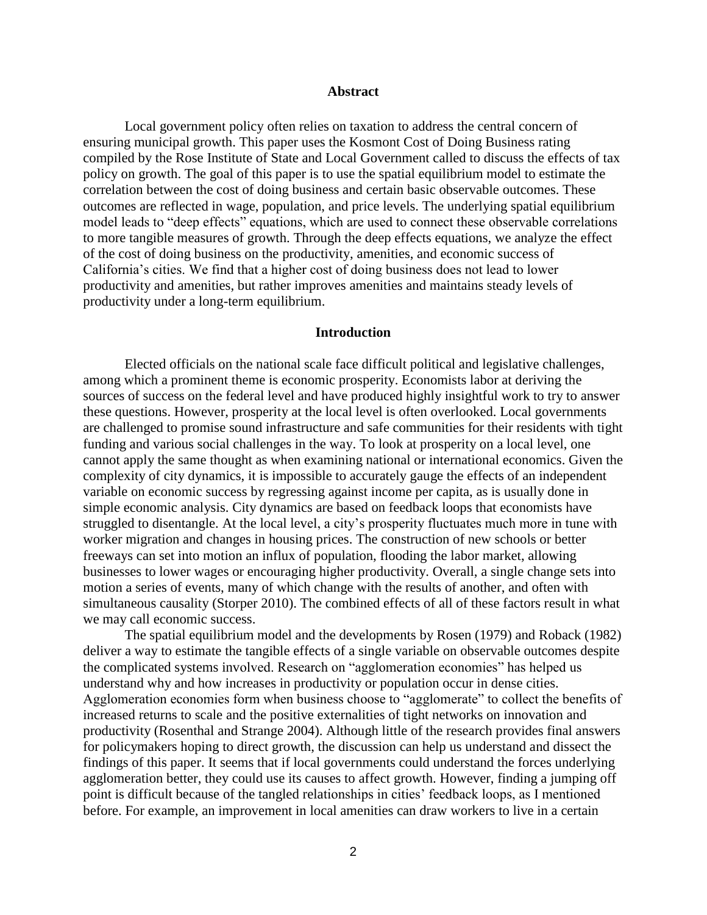## Abstract

Local government policy often relies on taxation to address the central concern of ensuring municipal growth. This paper uses the Kosmont Cost of Doing Business rating compiled by the Rose Institute of State and Local Government called to discuss the effects of tax policy on growth. The goal of this paper is to use the spatial equilibrium model to estimate the correlation between the cost of doing business and certain basic observable outcomes. These outcomes are reflected in wage, population, and price levels. The underlying spatial equilibrium model leads to "deep effects" equations, which are used to connect these observable correlations to more tangible measures of growth. Through the deep effects equations, we analyze the effect of the cost of doing business on the productivity, amenities, and economic success of California's cities. We find that a higher cost of doing business does not lead to lower productivity and amenities, but rather improves amenities and maintains steady levels of productivity under a long-term equilibrium.

## Introduction

Elected officials on the national scale face difficult political and legislative challenges, among which a prominent theme is economic prosperity. Economists labor at deriving the sources of success on the federal level and have produced highly insightful work to try to answer these questions. However, prosperity at the local level is often overlooked. Local governments are challenged to promise sound infrastructure and safe communities for their residents with tight funding and various social challenges in the way. To look at prosperity on a local level, one cannot apply the same thought as when examining national or international economics. Given the complexity of city dynamics, it is impossible to accurately gauge the effects of an independent variable on economic success by regressing against income per capita, as is usually done in simple economic analysis. City dynamics are based on feedback loops that economists have struggled to disentangle. At the local level, a city's prosperity fluctuates much more in tune with worker migration and changes in housing prices. The construction of new schools or better freeways can set into motion an influx of population, flooding the labor market, allowing businesses to lower wages or encouraging higher productivity. Overall, a single change sets into motion a series of events, many of which change with the results of another, and often with simultaneous causality (Storper 2010). The combined effects of all of these factors result in what we may call economic success.

The spatial equilibrium model and the developments by Rosen (1979) and Roback (1982) deliver a way to estimate the tangible effects of a single variable on observable outcomes despite the complicated systems involved. Research on "agglomeration economies" has helped us understand why and how increases in productivity or population occur in dense cities. Agglomeration economies form when business choose to "agglomerate" to collect the benefits of increased returns to scale and the positive externalities of tight networks on innovation and productivity (Rosenthal and Strange 2004). Although little of the research provides final answers for policymakers hoping to direct growth, the discussion can help us understand and dissect the findings of this paper. It seems that if local governments could understand the forces underlying agglomeration better, they could use its causes to affect growth. However, finding a jumping off point is difficult because of the tangled relationships in cities' feedback loops, as I mentioned before. For example, an improvement in local amenities can draw workers to live in a certain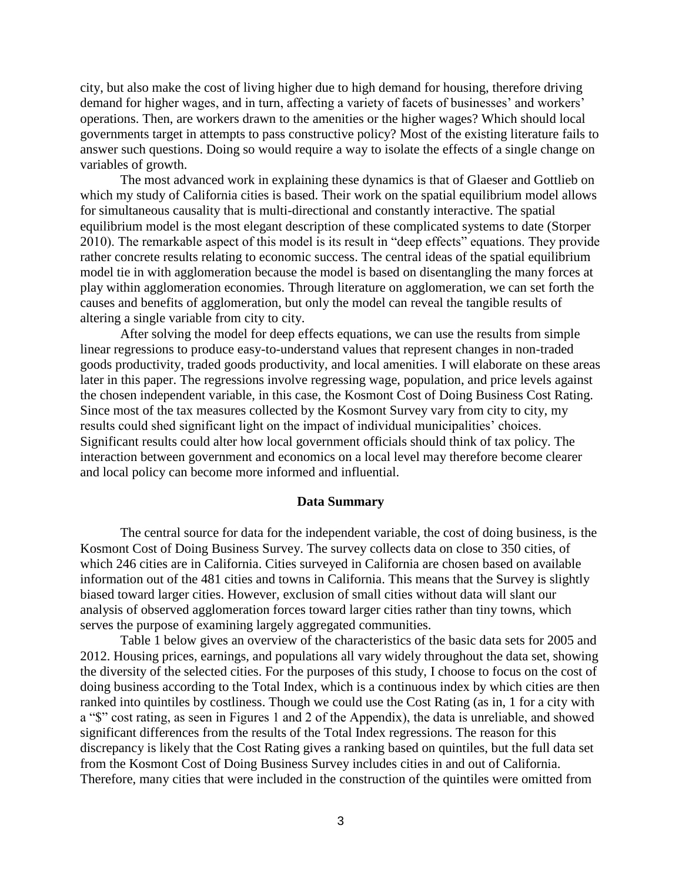city, but also make the cost of living higher due to high demand for housing, therefore driving demand for higher wages, and in turn, affecting a variety of facets of businesses' and workers' operations. Then, are workers drawn to the amenities or the higher wages? Which should local governments target in attempts to pass constructive policy? Most of the existing literature fails to answer such questions. Doing so would require a way to isolate the effects of a single change on variables of growth.

The most advanced work in explaining these dynamics is that of Glaeser and Gottlieb on which my study of California cities is based. Their work on the spatial equilibrium model allows for simultaneous causality that is multi-directional and constantly interactive. The spatial equilibrium model is the most elegant description of these complicated systems to date (Storper 2010). The remarkable aspect of this model is its result in "deep effects" equations. They provide rather concrete results relating to economic success. The central ideas of the spatial equilibrium model tie in with agglomeration because the model is based on disentangling the many forces at play within agglomeration economies. Through literature on agglomeration, we can set forth the causes and benefits of agglomeration, but only the model can reveal the tangible results of altering a single variable from city to city.

After solving the model for deep effects equations, we can use the results from simple linear regressions to produce easy-to-understand values that represent changes in non-traded goods productivity, traded goods productivity, and local amenities. I will elaborate on these areas later in this paper. The regressions involve regressing wage, population, and price levels against the chosen independent variable, in this case, the Kosmont Cost of Doing Business Cost Rating. Since most of the tax measures collected by the Kosmont Survey vary from city to city, my results could shed significant light on the impact of individual municipalities' choices. Significant results could alter how local government officials should think of tax policy. The interaction between government and economics on a local level may therefore become clearer and local policy can become more informed and influential.

## Data Summary

The central source for data for the independent variable, the cost of doing business, is the Kosmont Cost of Doing Business Survey. The survey collects data on close to 350 cities, of which 246 cities are in California. Cities surveyed in California are chosen based on available information out of the 481 cities and towns in California. This means that the Survey is slightly biased toward larger cities. However, exclusion of small cities without data will slant our analysis of observed agglomeration forces toward larger cities rather than tiny towns, which serves the purpose of examining largely aggregated communities.

Table 1 below gives an overview of the characteristics of the basic data sets for 2005 and 2012. Housing prices, earnings, and populations all vary widely throughout the data set, showing the diversity of the selected cities. For the purposes of this study, I choose to focus on the cost of doing business according to the Total Index, which is a continuous index by which cities are then ranked into quintiles by costliness. Though we could use the Cost Rating (as in, 1 for a city with a "$" cost rating, as seen in Figures 1 and 2 of the Appendix), the data is unreliable, and showed significant differences from the results of the Total Index regressions. The reason for this discrepancy is likely that the Cost Rating gives a ranking based on quintiles, but the full data set from the Kosmont Cost of Doing Business Survey includes cities in and out of California. Therefore, many cities that were included in the construction of the quintiles were omitted from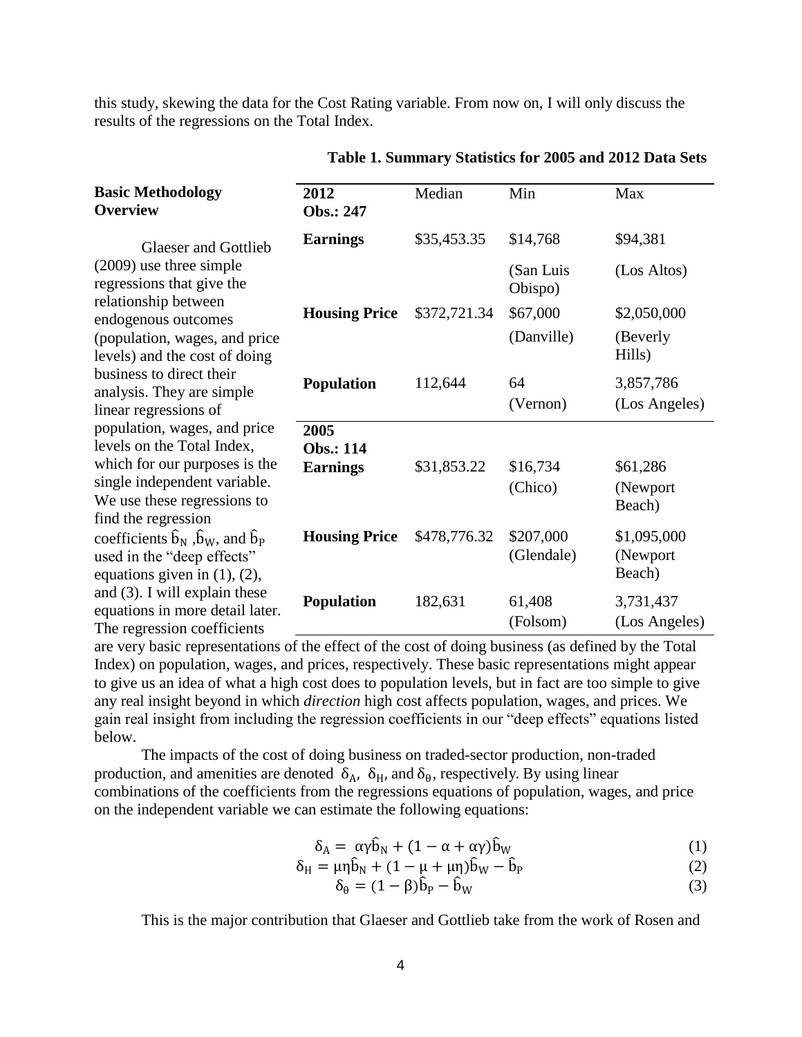this study, skewing the data for the Cost Rating variable. From now on, I will only discuss the results of the regressions on the Total Index.

**Table 1. Summary Statistics for 2005 and 2012 Data Sets**

| **2012** **Obs.: 247** | Median | Min | Max |
|---|---|---|---|
| **Earnings** | \$35,453.35 | \$14,768 (San Luis Obispo) | \$94,381 (Los Altos) |
| **Housing Price** | \$372,721.34 | \$67,000 (Danville) | \$2,050,000 (Beverly Hills) |
| **Population** | 112,644 | 64 (Vernon) | 3,857,786 (Los Angeles) |
| **2005** **Obs.: 114** | | | |
| **Earnings** | \$31,853.22 | \$16,734 (Chico) | \$61,286 (Newport Beach) |
| **Housing Price** | \$478,776.32 | \$207,000 (Glendale) | \$1,095,000 (Newport Beach) |
| **Population** | 182,631 | 61,408 (Folsom) | 3,731,437 (Los Angeles) |

### Basic Methodology Overview

Glaeser and Gottlieb (2009) use three simple regressions that give the relationship between endogenous outcomes (population, wages, and price levels) and the cost of doing business to direct their analysis. They are simple linear regressions of population, wages, and price levels on the Total Index, which for our purposes is the single independent variable. We use these regressions to find the regression coefficients $\hat{b}_N$, $\hat{b}_W$, and $\hat{b}_P$ used in the "deep effects" equations given in (1), (2), and (3). I will explain these equations in more detail later. The regression coefficients are very basic representations of the effect of the cost of doing business (as defined by the Total Index) on population, wages, and prices, respectively. These basic representations might appear to give us an idea of what a high cost does to population levels, but in fact are too simple to give any real insight beyond in which *direction* high cost affects population, wages, and prices. We gain real insight from including the regression coefficients in our "deep effects" equations listed below.

The impacts of the cost of doing business on traded-sector production, non-traded production, and amenities are denoted $\delta_A$, $\delta_H$, and $\delta_\theta$, respectively. By using linear combinations of the coefficients from the regressions equations of population, wages, and price on the independent variable we can estimate the following equations:

$$\delta_A = \alpha\gamma\hat{b}_N + (1 - \alpha + \alpha\gamma)\hat{b}_W \tag{1}$$

$$\delta_H = \mu\eta\hat{b}_N + (1 - \mu + \mu\eta)\hat{b}_W - \hat{b}_P \tag{2}$$

$$\delta_\theta = (1 - \beta)\hat{b}_P - \hat{b}_W \tag{3}$$

This is the major contribution that Glaeser and Gottlieb take from the work of Rosen and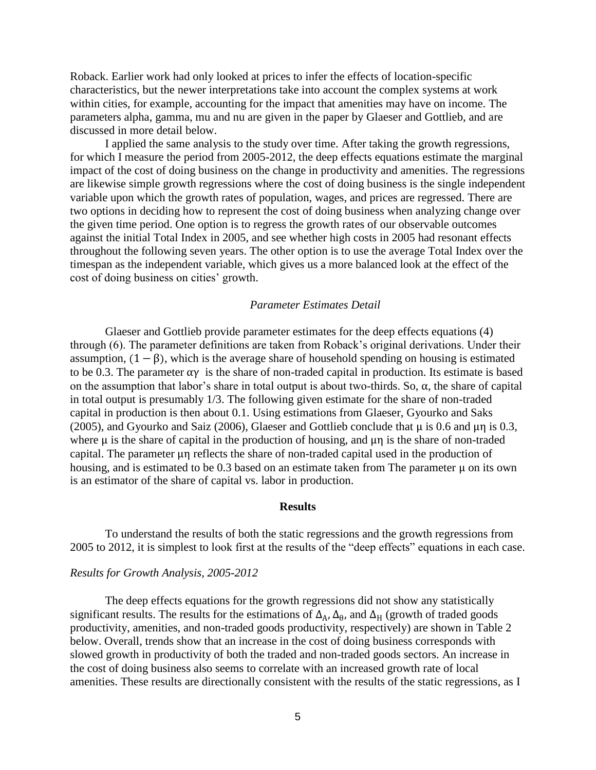Roback. Earlier work had only looked at prices to infer the effects of location-specific characteristics, but the newer interpretations take into account the complex systems at work within cities, for example, accounting for the impact that amenities may have on income. The parameters alpha, gamma, mu and nu are given in the paper by Glaeser and Gottlieb, and are discussed in more detail below.

I applied the same analysis to the study over time. After taking the growth regressions, for which I measure the period from 2005-2012, the deep effects equations estimate the marginal impact of the cost of doing business on the change in productivity and amenities. The regressions are likewise simple growth regressions where the cost of doing business is the single independent variable upon which the growth rates of population, wages, and prices are regressed. There are two options in deciding how to represent the cost of doing business when analyzing change over the given time period. One option is to regress the growth rates of our observable outcomes against the initial Total Index in 2005, and see whether high costs in 2005 had resonant effects throughout the following seven years. The other option is to use the average Total Index over the timespan as the independent variable, which gives us a more balanced look at the effect of the cost of doing business on cities' growth.

### *Parameter Estimates Detail*

Glaeser and Gottlieb provide parameter estimates for the deep effects equations (4) through (6). The parameter definitions are taken from Roback's original derivations. Under their assumption, $(1 - \beta)$, which is the average share of household spending on housing is estimated to be 0.3. The parameter $\alpha\gamma$ is the share of non-traded capital in production. Its estimate is based on the assumption that labor's share in total output is about two-thirds. So, $\alpha$, the share of capital in total output is presumably 1/3. The following given estimate for the share of non-traded capital in production is then about 0.1. Using estimations from Glaeser, Gyourko and Saks (2005), and Gyourko and Saiz (2006), Glaeser and Gottlieb conclude that $\mu$ is 0.6 and $\mu\eta$ is 0.3, where $\mu$ is the share of capital in the production of housing, and $\mu\eta$ is the share of non-traded capital. The parameter $\mu\eta$ reflects the share of non-traded capital used in the production of housing, and is estimated to be 0.3 based on an estimate taken from The parameter $\mu$ on its own is an estimator of the share of capital vs. labor in production.

## **Results**

To understand the results of both the static regressions and the growth regressions from 2005 to 2012, it is simplest to look first at the results of the "deep effects" equations in each case.

### *Results for Growth Analysis, 2005-2012*

The deep effects equations for the growth regressions did not show any statistically significant results. The results for the estimations of $\Delta_A$, $\Delta_\theta$, and $\Delta_H$ (growth of traded goods productivity, amenities, and non-traded goods productivity, respectively) are shown in Table 2 below. Overall, trends show that an increase in the cost of doing business corresponds with slowed growth in productivity of both the traded and non-traded goods sectors. An increase in the cost of doing business also seems to correlate with an increased growth rate of local amenities. These results are directionally consistent with the results of the static regressions, as I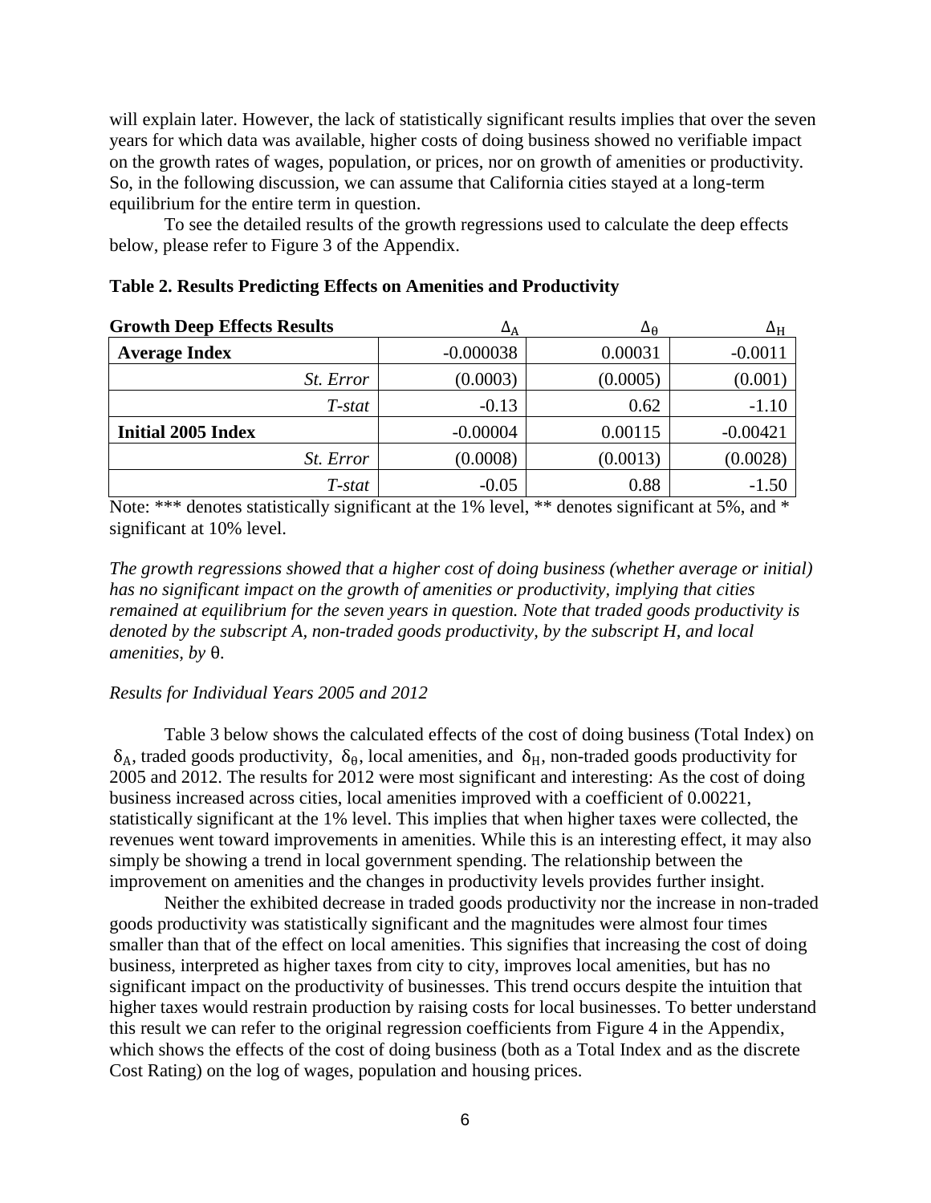will explain later. However, the lack of statistically significant results implies that over the seven years for which data was available, higher costs of doing business showed no verifiable impact on the growth rates of wages, population, or prices, nor on growth of amenities or productivity. So, in the following discussion, we can assume that California cities stayed at a long-term equilibrium for the entire term in question.

To see the detailed results of the growth regressions used to calculate the deep effects below, please refer to Figure 3 of the Appendix.

**Table 2. Results Predicting Effects on Amenities and Productivity**

| **Growth Deep Effects Results** | $\Delta_A$ | $\Delta_\theta$ | $\Delta_H$ |
|---|---|---|---|
| **Average Index** | -0.000038 | 0.00031 | -0.0011 |
| *St. Error* | (0.0003) | (0.0005) | (0.001) |
| *T-stat* | -0.13 | 0.62 | -1.10 |
| **Initial 2005 Index** | -0.00004 | 0.00115 | -0.00421 |
| *St. Error* | (0.0008) | (0.0013) | (0.0028) |
| *T-stat* | -0.05 | 0.88 | -1.50 |

Note: *** denotes statistically significant at the 1% level, ** denotes significant at 5%, and * significant at 10% level.

*The growth regressions showed that a higher cost of doing business (whether average or initial) has no significant impact on the growth of amenities or productivity, implying that cities remained at equilibrium for the seven years in question. Note that traded goods productivity is denoted by the subscript A, non-traded goods productivity, by the subscript H, and local amenities, by* θ.

*Results for Individual Years 2005 and 2012*

Table 3 below shows the calculated effects of the cost of doing business (Total Index) on $\delta_A$, traded goods productivity, $\delta_\theta$, local amenities, and $\delta_H$, non-traded goods productivity for 2005 and 2012. The results for 2012 were most significant and interesting: As the cost of doing business increased across cities, local amenities improved with a coefficient of 0.00221, statistically significant at the 1% level. This implies that when higher taxes were collected, the revenues went toward improvements in amenities. While this is an interesting effect, it may also simply be showing a trend in local government spending. The relationship between the improvement on amenities and the changes in productivity levels provides further insight.

Neither the exhibited decrease in traded goods productivity nor the increase in non-traded goods productivity was statistically significant and the magnitudes were almost four times smaller than that of the effect on local amenities. This signifies that increasing the cost of doing business, interpreted as higher taxes from city to city, improves local amenities, but has no significant impact on the productivity of businesses. This trend occurs despite the intuition that higher taxes would restrain production by raising costs for local businesses. To better understand this result we can refer to the original regression coefficients from Figure 4 in the Appendix, which shows the effects of the cost of doing business (both as a Total Index and as the discrete Cost Rating) on the log of wages, population and housing prices.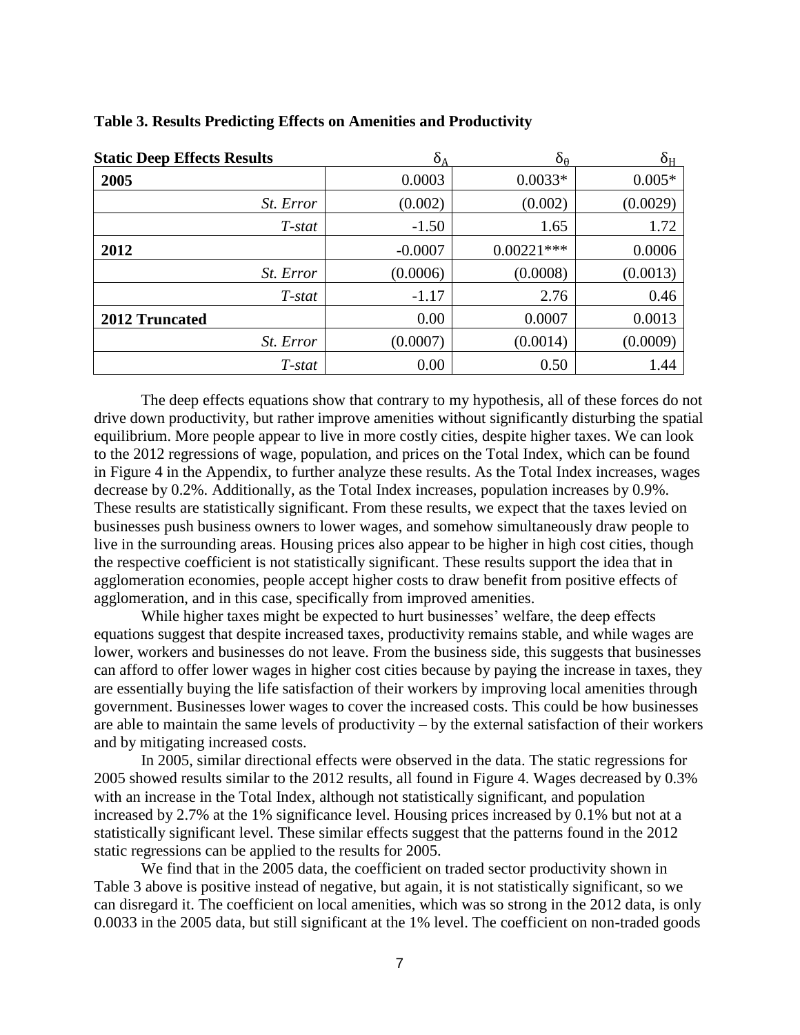**Table 3. Results Predicting Effects on Amenities and Productivity**

| **Static Deep Effects Results** | $\delta_A$ | $\delta_\theta$ | $\delta_H$ |
|---|---|---|---|
| **2005** | 0.0003 | 0.0033* | 0.005* |
| *St. Error* | (0.002) | (0.002) | (0.0029) |
| *T-stat* | -1.50 | 1.65 | 1.72 |
| **2012** | -0.0007 | 0.00221*** | 0.0006 |
| *St. Error* | (0.0006) | (0.0008) | (0.0013) |
| *T-stat* | -1.17 | 2.76 | 0.46 |
| **2012 Truncated** | 0.00 | 0.0007 | 0.0013 |
| *St. Error* | (0.0007) | (0.0014) | (0.0009) |
| *T-stat* | 0.00 | 0.50 | 1.44 |

The deep effects equations show that contrary to my hypothesis, all of these forces do not drive down productivity, but rather improve amenities without significantly disturbing the spatial equilibrium. More people appear to live in more costly cities, despite higher taxes. We can look to the 2012 regressions of wage, population, and prices on the Total Index, which can be found in Figure 4 in the Appendix, to further analyze these results. As the Total Index increases, wages decrease by 0.2%. Additionally, as the Total Index increases, population increases by 0.9%. These results are statistically significant. From these results, we expect that the taxes levied on businesses push business owners to lower wages, and somehow simultaneously draw people to live in the surrounding areas. Housing prices also appear to be higher in high cost cities, though the respective coefficient is not statistically significant. These results support the idea that in agglomeration economies, people accept higher costs to draw benefit from positive effects of agglomeration, and in this case, specifically from improved amenities.

While higher taxes might be expected to hurt businesses' welfare, the deep effects equations suggest that despite increased taxes, productivity remains stable, and while wages are lower, workers and businesses do not leave. From the business side, this suggests that businesses can afford to offer lower wages in higher cost cities because by paying the increase in taxes, they are essentially buying the life satisfaction of their workers by improving local amenities through government. Businesses lower wages to cover the increased costs. This could be how businesses are able to maintain the same levels of productivity – by the external satisfaction of their workers and by mitigating increased costs.

In 2005, similar directional effects were observed in the data. The static regressions for 2005 showed results similar to the 2012 results, all found in Figure 4. Wages decreased by 0.3% with an increase in the Total Index, although not statistically significant, and population increased by 2.7% at the 1% significance level. Housing prices increased by 0.1% but not at a statistically significant level. These similar effects suggest that the patterns found in the 2012 static regressions can be applied to the results for 2005.

We find that in the 2005 data, the coefficient on traded sector productivity shown in Table 3 above is positive instead of negative, but again, it is not statistically significant, so we can disregard it. The coefficient on local amenities, which was so strong in the 2012 data, is only 0.0033 in the 2005 data, but still significant at the 1% level. The coefficient on non-traded goods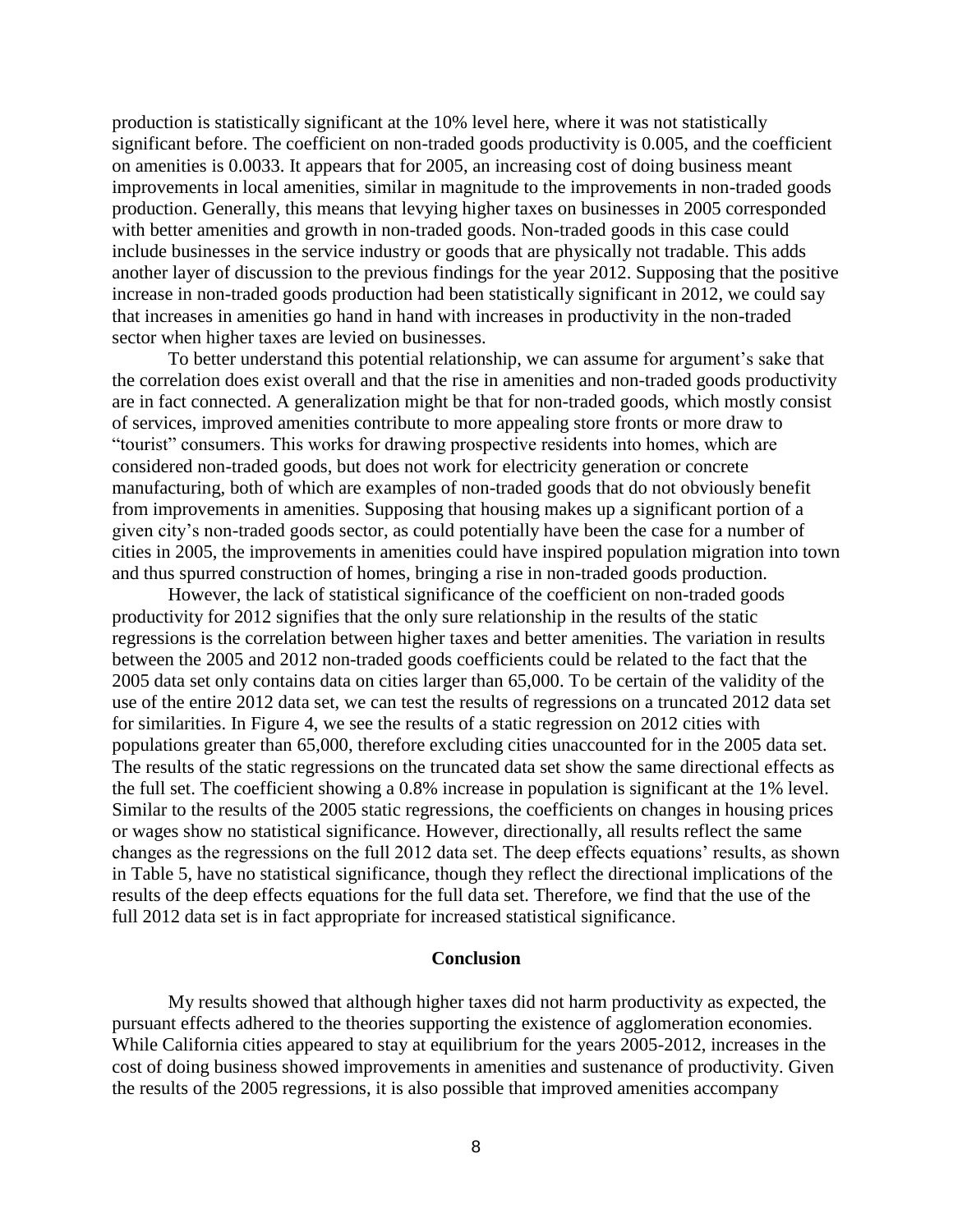production is statistically significant at the 10% level here, where it was not statistically significant before. The coefficient on non-traded goods productivity is 0.005, and the coefficient on amenities is 0.0033. It appears that for 2005, an increasing cost of doing business meant improvements in local amenities, similar in magnitude to the improvements in non-traded goods production. Generally, this means that levying higher taxes on businesses in 2005 corresponded with better amenities and growth in non-traded goods. Non-traded goods in this case could include businesses in the service industry or goods that are physically not tradable. This adds another layer of discussion to the previous findings for the year 2012. Supposing that the positive increase in non-traded goods production had been statistically significant in 2012, we could say that increases in amenities go hand in hand with increases in productivity in the non-traded sector when higher taxes are levied on businesses.

To better understand this potential relationship, we can assume for argument's sake that the correlation does exist overall and that the rise in amenities and non-traded goods productivity are in fact connected. A generalization might be that for non-traded goods, which mostly consist of services, improved amenities contribute to more appealing store fronts or more draw to "tourist" consumers. This works for drawing prospective residents into homes, which are considered non-traded goods, but does not work for electricity generation or concrete manufacturing, both of which are examples of non-traded goods that do not obviously benefit from improvements in amenities. Supposing that housing makes up a significant portion of a given city's non-traded goods sector, as could potentially have been the case for a number of cities in 2005, the improvements in amenities could have inspired population migration into town and thus spurred construction of homes, bringing a rise in non-traded goods production.

However, the lack of statistical significance of the coefficient on non-traded goods productivity for 2012 signifies that the only sure relationship in the results of the static regressions is the correlation between higher taxes and better amenities. The variation in results between the 2005 and 2012 non-traded goods coefficients could be related to the fact that the 2005 data set only contains data on cities larger than 65,000. To be certain of the validity of the use of the entire 2012 data set, we can test the results of regressions on a truncated 2012 data set for similarities. In Figure 4, we see the results of a static regression on 2012 cities with populations greater than 65,000, therefore excluding cities unaccounted for in the 2005 data set. The results of the static regressions on the truncated data set show the same directional effects as the full set. The coefficient showing a 0.8% increase in population is significant at the 1% level. Similar to the results of the 2005 static regressions, the coefficients on changes in housing prices or wages show no statistical significance. However, directionally, all results reflect the same changes as the regressions on the full 2012 data set. The deep effects equations' results, as shown in Table 5, have no statistical significance, though they reflect the directional implications of the results of the deep effects equations for the full data set. Therefore, we find that the use of the full 2012 data set is in fact appropriate for increased statistical significance.

## Conclusion

My results showed that although higher taxes did not harm productivity as expected, the pursuant effects adhered to the theories supporting the existence of agglomeration economies. While California cities appeared to stay at equilibrium for the years 2005-2012, increases in the cost of doing business showed improvements in amenities and sustenance of productivity. Given the results of the 2005 regressions, it is also possible that improved amenities accompany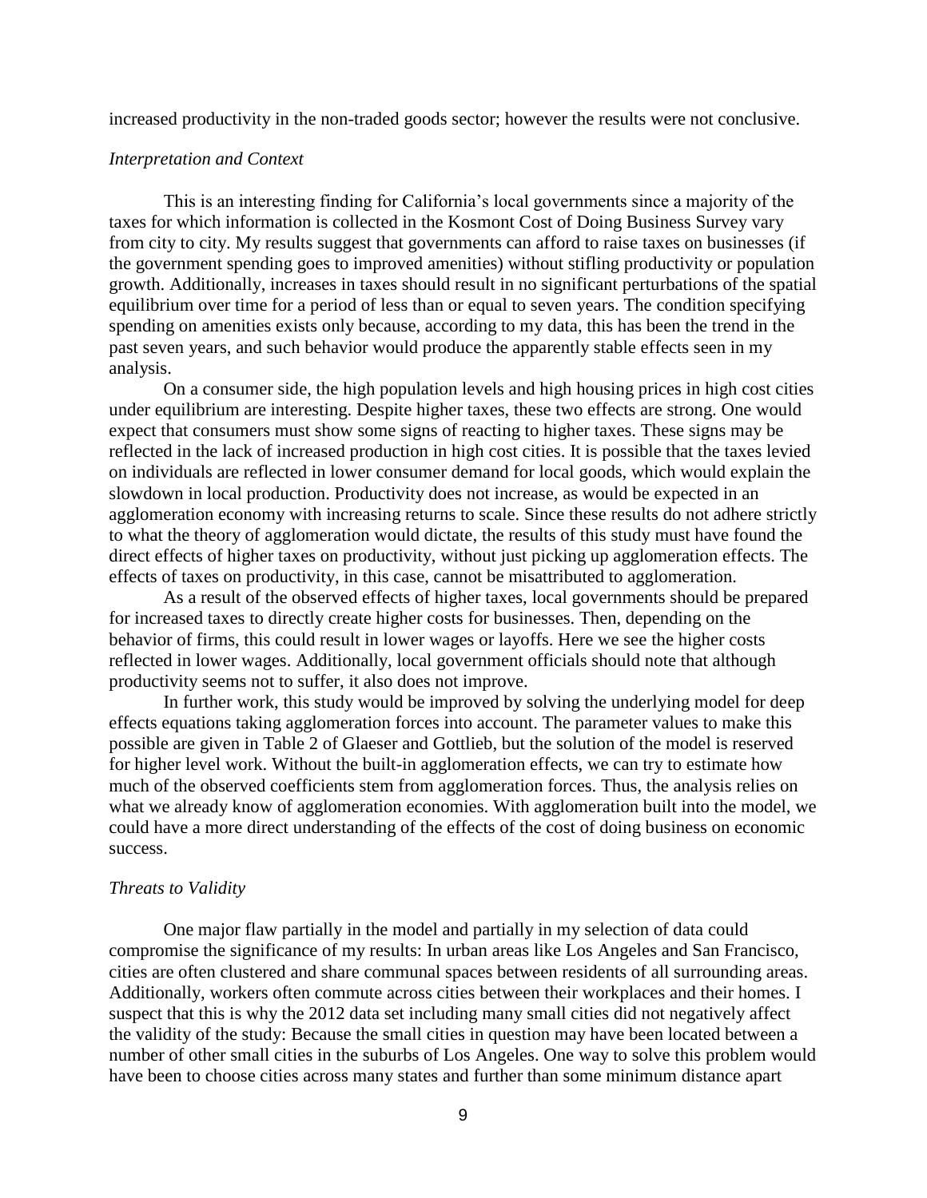increased productivity in the non-traded goods sector; however the results were not conclusive.

*Interpretation and Context*

This is an interesting finding for California's local governments since a majority of the taxes for which information is collected in the Kosmont Cost of Doing Business Survey vary from city to city. My results suggest that governments can afford to raise taxes on businesses (if the government spending goes to improved amenities) without stifling productivity or population growth. Additionally, increases in taxes should result in no significant perturbations of the spatial equilibrium over time for a period of less than or equal to seven years. The condition specifying spending on amenities exists only because, according to my data, this has been the trend in the past seven years, and such behavior would produce the apparently stable effects seen in my analysis.

On a consumer side, the high population levels and high housing prices in high cost cities under equilibrium are interesting. Despite higher taxes, these two effects are strong. One would expect that consumers must show some signs of reacting to higher taxes. These signs may be reflected in the lack of increased production in high cost cities. It is possible that the taxes levied on individuals are reflected in lower consumer demand for local goods, which would explain the slowdown in local production. Productivity does not increase, as would be expected in an agglomeration economy with increasing returns to scale. Since these results do not adhere strictly to what the theory of agglomeration would dictate, the results of this study must have found the direct effects of higher taxes on productivity, without just picking up agglomeration effects. The effects of taxes on productivity, in this case, cannot be misattributed to agglomeration.

As a result of the observed effects of higher taxes, local governments should be prepared for increased taxes to directly create higher costs for businesses. Then, depending on the behavior of firms, this could result in lower wages or layoffs. Here we see the higher costs reflected in lower wages. Additionally, local government officials should note that although productivity seems not to suffer, it also does not improve.

In further work, this study would be improved by solving the underlying model for deep effects equations taking agglomeration forces into account. The parameter values to make this possible are given in Table 2 of Glaeser and Gottlieb, but the solution of the model is reserved for higher level work. Without the built-in agglomeration effects, we can try to estimate how much of the observed coefficients stem from agglomeration forces. Thus, the analysis relies on what we already know of agglomeration economies. With agglomeration built into the model, we could have a more direct understanding of the effects of the cost of doing business on economic success.

*Threats to Validity*

One major flaw partially in the model and partially in my selection of data could compromise the significance of my results: In urban areas like Los Angeles and San Francisco, cities are often clustered and share communal spaces between residents of all surrounding areas. Additionally, workers often commute across cities between their workplaces and their homes. I suspect that this is why the 2012 data set including many small cities did not negatively affect the validity of the study: Because the small cities in question may have been located between a number of other small cities in the suburbs of Los Angeles. One way to solve this problem would have been to choose cities across many states and further than some minimum distance apart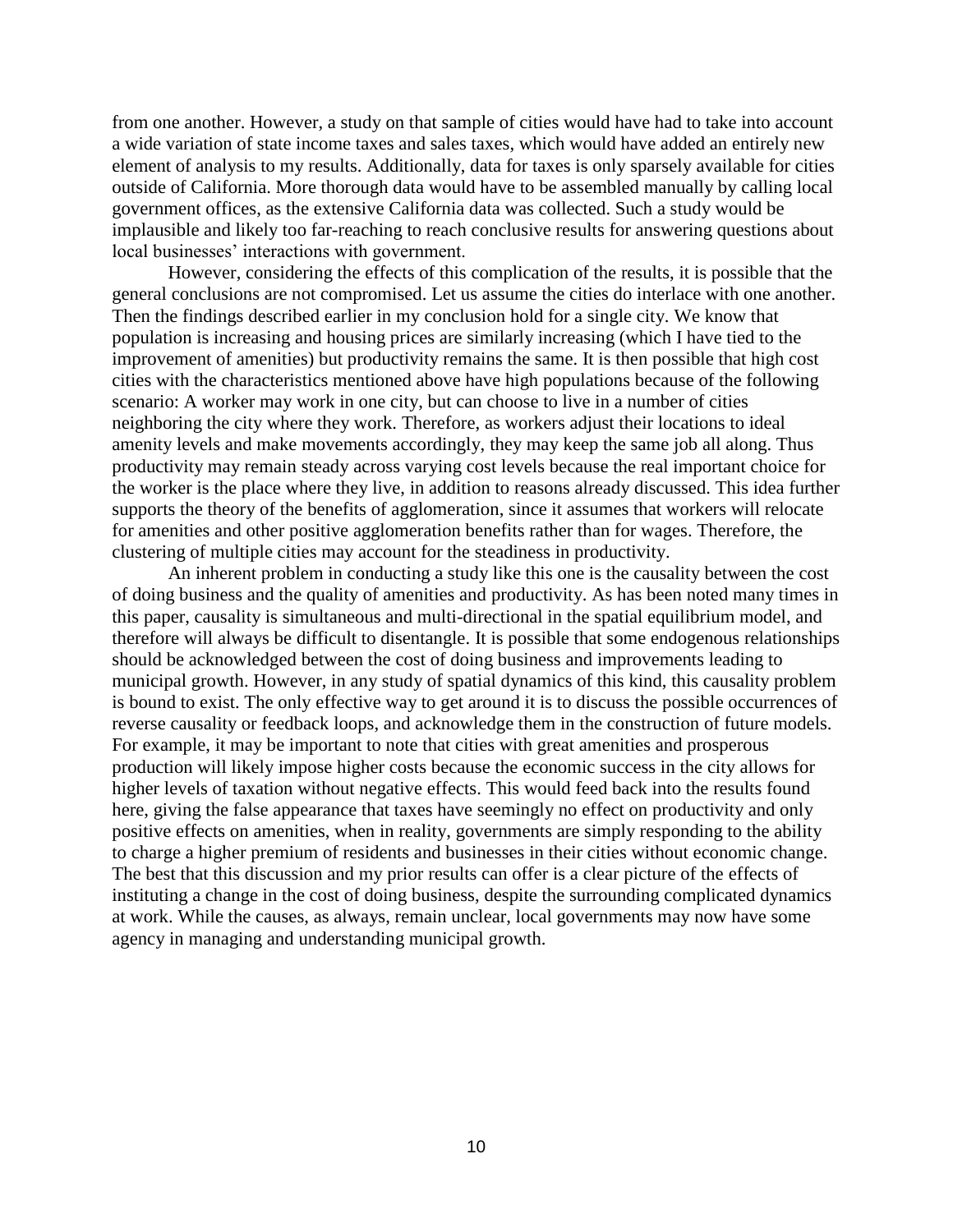from one another. However, a study on that sample of cities would have had to take into account a wide variation of state income taxes and sales taxes, which would have added an entirely new element of analysis to my results. Additionally, data for taxes is only sparsely available for cities outside of California. More thorough data would have to be assembled manually by calling local government offices, as the extensive California data was collected. Such a study would be implausible and likely too far-reaching to reach conclusive results for answering questions about local businesses' interactions with government.

However, considering the effects of this complication of the results, it is possible that the general conclusions are not compromised. Let us assume the cities do interlace with one another. Then the findings described earlier in my conclusion hold for a single city. We know that population is increasing and housing prices are similarly increasing (which I have tied to the improvement of amenities) but productivity remains the same. It is then possible that high cost cities with the characteristics mentioned above have high populations because of the following scenario: A worker may work in one city, but can choose to live in a number of cities neighboring the city where they work. Therefore, as workers adjust their locations to ideal amenity levels and make movements accordingly, they may keep the same job all along. Thus productivity may remain steady across varying cost levels because the real important choice for the worker is the place where they live, in addition to reasons already discussed. This idea further supports the theory of the benefits of agglomeration, since it assumes that workers will relocate for amenities and other positive agglomeration benefits rather than for wages. Therefore, the clustering of multiple cities may account for the steadiness in productivity.

An inherent problem in conducting a study like this one is the causality between the cost of doing business and the quality of amenities and productivity. As has been noted many times in this paper, causality is simultaneous and multi-directional in the spatial equilibrium model, and therefore will always be difficult to disentangle. It is possible that some endogenous relationships should be acknowledged between the cost of doing business and improvements leading to municipal growth. However, in any study of spatial dynamics of this kind, this causality problem is bound to exist. The only effective way to get around it is to discuss the possible occurrences of reverse causality or feedback loops, and acknowledge them in the construction of future models. For example, it may be important to note that cities with great amenities and prosperous production will likely impose higher costs because the economic success in the city allows for higher levels of taxation without negative effects. This would feed back into the results found here, giving the false appearance that taxes have seemingly no effect on productivity and only positive effects on amenities, when in reality, governments are simply responding to the ability to charge a higher premium of residents and businesses in their cities without economic change. The best that this discussion and my prior results can offer is a clear picture of the effects of instituting a change in the cost of doing business, despite the surrounding complicated dynamics at work. While the causes, as always, remain unclear, local governments may now have some agency in managing and understanding municipal growth.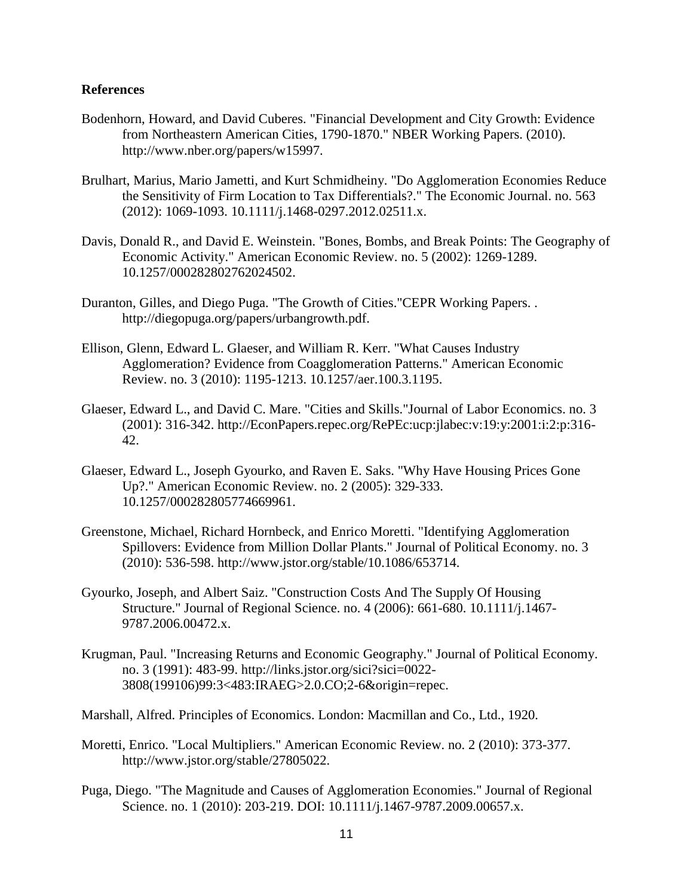**References**

Bodenhorn, Howard, and David Cuberes. "Financial Development and City Growth: Evidence from Northeastern American Cities, 1790-1870." NBER Working Papers. (2010). http://www.nber.org/papers/w15997.

Brulhart, Marius, Mario Jametti, and Kurt Schmidheiny. "Do Agglomeration Economies Reduce the Sensitivity of Firm Location to Tax Differentials?." The Economic Journal. no. 563 (2012): 1069-1093. 10.1111/j.1468-0297.2012.02511.x.

Davis, Donald R., and David E. Weinstein. "Bones, Bombs, and Break Points: The Geography of Economic Activity." American Economic Review. no. 5 (2002): 1269-1289. 10.1257/000282802762024502.

Duranton, Gilles, and Diego Puga. "The Growth of Cities."CEPR Working Papers. . http://diegopuga.org/papers/urbangrowth.pdf.

Ellison, Glenn, Edward L. Glaeser, and William R. Kerr. "What Causes Industry Agglomeration? Evidence from Coagglomeration Patterns." American Economic Review. no. 3 (2010): 1195-1213. 10.1257/aer.100.3.1195.

Glaeser, Edward L., and David C. Mare. "Cities and Skills."Journal of Labor Economics. no. 3 (2001): 316-342. http://EconPapers.repec.org/RePEc:ucp:jlabec:v:19:y:2001:i:2:p:316-42.

Glaeser, Edward L., Joseph Gyourko, and Raven E. Saks. "Why Have Housing Prices Gone Up?." American Economic Review. no. 2 (2005): 329-333. 10.1257/000282805774669961.

Greenstone, Michael, Richard Hornbeck, and Enrico Moretti. "Identifying Agglomeration Spillovers: Evidence from Million Dollar Plants." Journal of Political Economy. no. 3 (2010): 536-598. http://www.jstor.org/stable/10.1086/653714.

Gyourko, Joseph, and Albert Saiz. "Construction Costs And The Supply Of Housing Structure." Journal of Regional Science. no. 4 (2006): 661-680. 10.1111/j.1467-9787.2006.00472.x.

Krugman, Paul. "Increasing Returns and Economic Geography." Journal of Political Economy. no. 3 (1991): 483-99. http://links.jstor.org/sici?sici=0022-3808(199106)99:3<483:IRAEG>2.0.CO;2-6&origin=repec.

Marshall, Alfred. Principles of Economics. London: Macmillan and Co., Ltd., 1920.

Moretti, Enrico. "Local Multipliers." American Economic Review. no. 2 (2010): 373-377. http://www.jstor.org/stable/27805022.

Puga, Diego. "The Magnitude and Causes of Agglomeration Economies." Journal of Regional Science. no. 1 (2010): 203-219. DOI: 10.1111/j.1467-9787.2009.00657.x.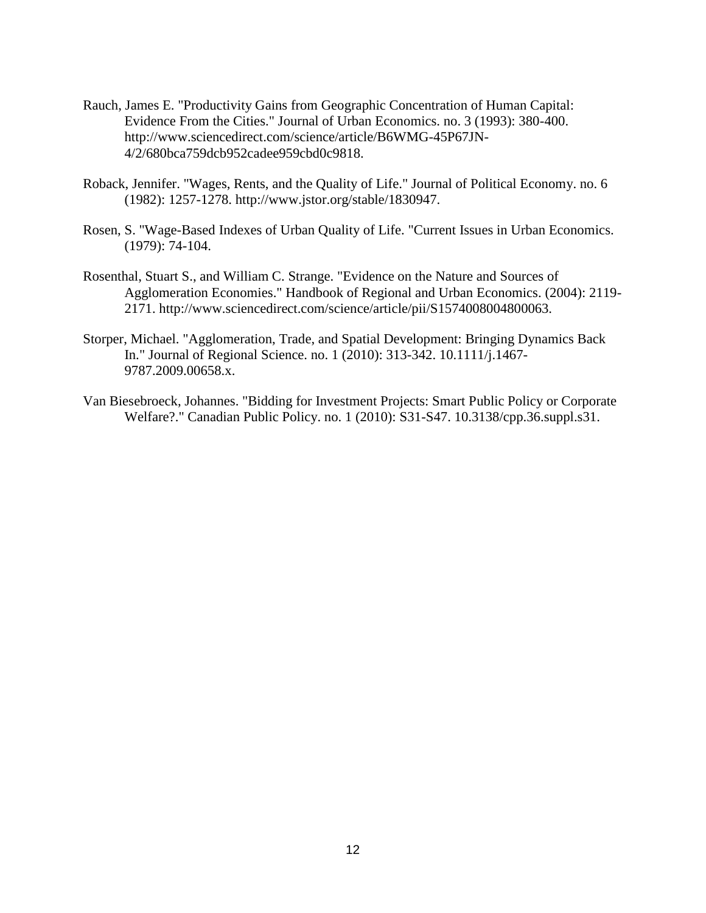Rauch, James E. "Productivity Gains from Geographic Concentration of Human Capital: Evidence From the Cities." Journal of Urban Economics. no. 3 (1993): 380-400. http://www.sciencedirect.com/science/article/B6WMG-45P67JN-4/2/680bca759dcb952cadee959cbd0c9818.

Roback, Jennifer. "Wages, Rents, and the Quality of Life." Journal of Political Economy. no. 6 (1982): 1257-1278. http://www.jstor.org/stable/1830947.

Rosen, S. "Wage-Based Indexes of Urban Quality of Life. "Current Issues in Urban Economics. (1979): 74-104.

Rosenthal, Stuart S., and William C. Strange. "Evidence on the Nature and Sources of Agglomeration Economies." Handbook of Regional and Urban Economics. (2004): 2119-2171. http://www.sciencedirect.com/science/article/pii/S1574008004800063.

Storper, Michael. "Agglomeration, Trade, and Spatial Development: Bringing Dynamics Back In." Journal of Regional Science. no. 1 (2010): 313-342. 10.1111/j.1467-9787.2009.00658.x.

Van Biesebroeck, Johannes. "Bidding for Investment Projects: Smart Public Policy or Corporate Welfare?." Canadian Public Policy. no. 1 (2010): S31-S47. 10.3138/cpp.36.suppl.s31.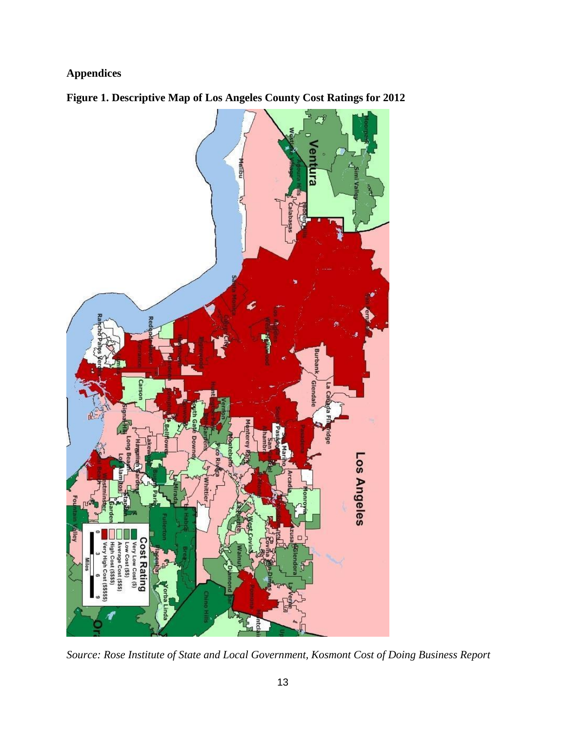## Appendices

**Figure 1. Descriptive Map of Los Angeles County Cost Ratings for 2012**

*Source: Rose Institute of State and Local Government, Kosmont Cost of Doing Business Report*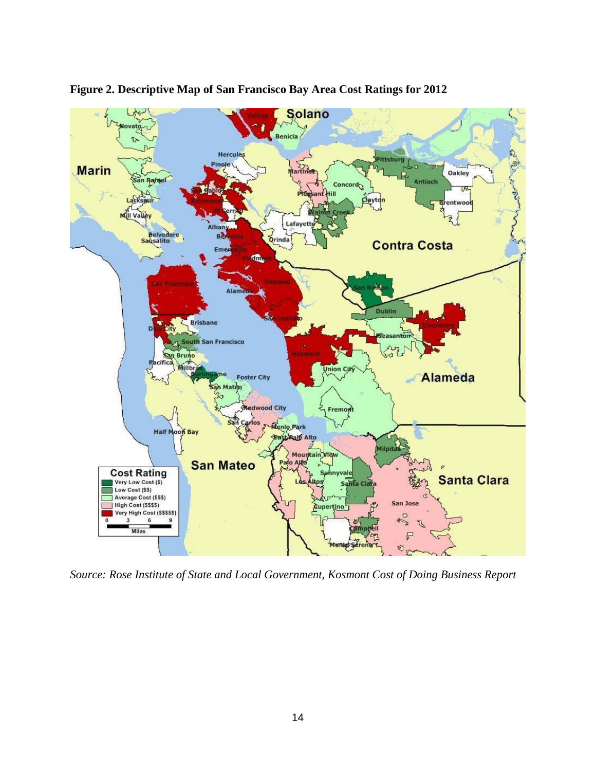**Figure 2. Descriptive Map of San Francisco Bay Area Cost Ratings for 2012**

*Source: Rose Institute of State and Local Government, Kosmont Cost of Doing Business Report*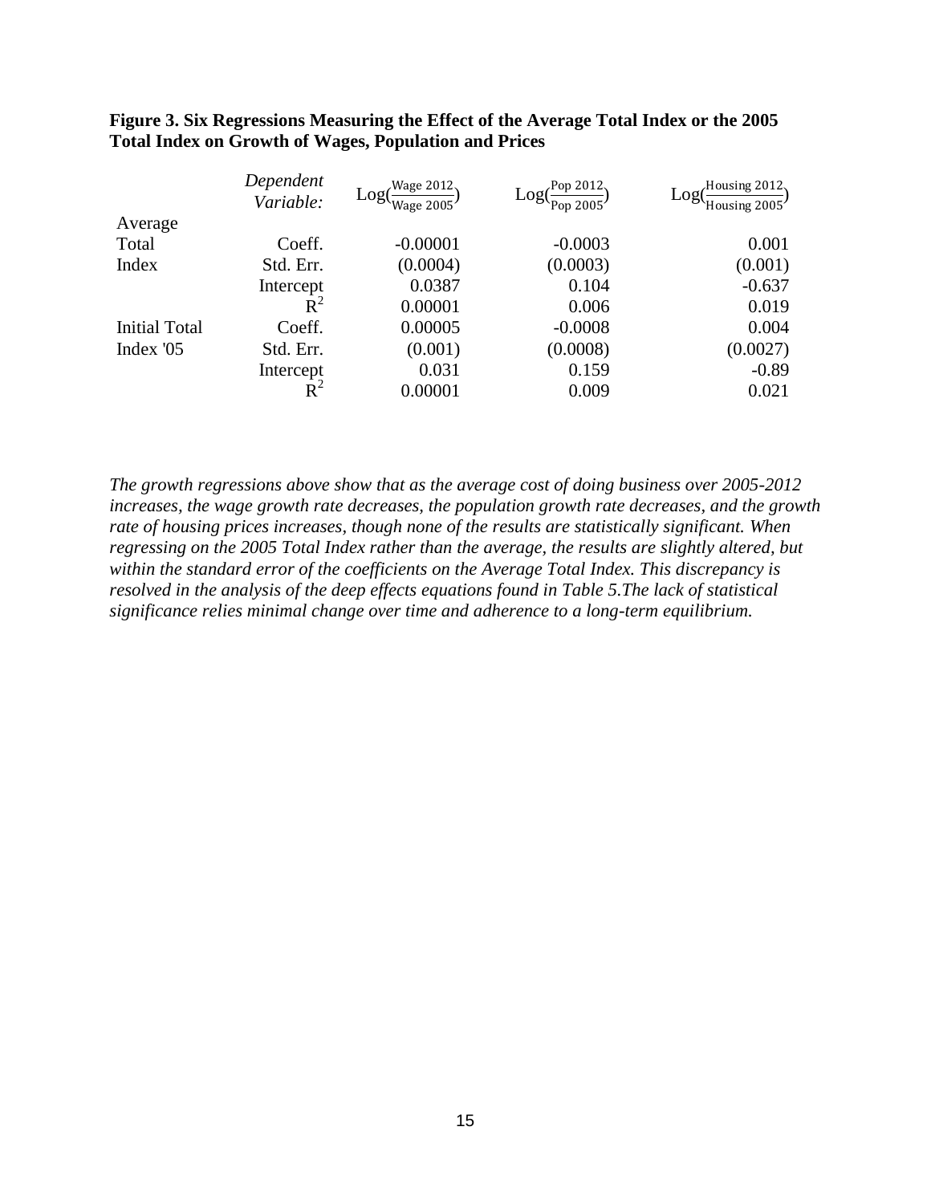**Figure 3. Six Regressions Measuring the Effect of the Average Total Index or the 2005 Total Index on Growth of Wages, Population and Prices**

| | *Dependent Variable:* | $\text{Log}(\frac{\text{Wage 2012}}{\text{Wage 2005}})$ | $\text{Log}(\frac{\text{Pop 2012}}{\text{Pop 2005}})$ | $\text{Log}(\frac{\text{Housing 2012}}{\text{Housing 2005}})$ |
|---|---|---|---|---|
| Average Total Index | Coeff. | -0.00001 | -0.0003 | 0.001 |
| | Std. Err. | (0.0004) | (0.0003) | (0.001) |
| | Intercept | 0.0387 | 0.104 | -0.637 |
| | $R^2$ | 0.00001 | 0.006 | 0.019 |
| Initial Total Index '05 | Coeff. | 0.00005 | -0.0008 | 0.004 |
| | Std. Err. | (0.001) | (0.0008) | (0.0027) |
| | Intercept | 0.031 | 0.159 | -0.89 |
| | $R^2$ | 0.00001 | 0.009 | 0.021 |

*The growth regressions above show that as the average cost of doing business over 2005-2012 increases, the wage growth rate decreases, the population growth rate decreases, and the growth rate of housing prices increases, though none of the results are statistically significant. When regressing on the 2005 Total Index rather than the average, the results are slightly altered, but within the standard error of the coefficients on the Average Total Index. This discrepancy is resolved in the analysis of the deep effects equations found in Table 5.The lack of statistical significance relies minimal change over time and adherence to a long-term equilibrium.*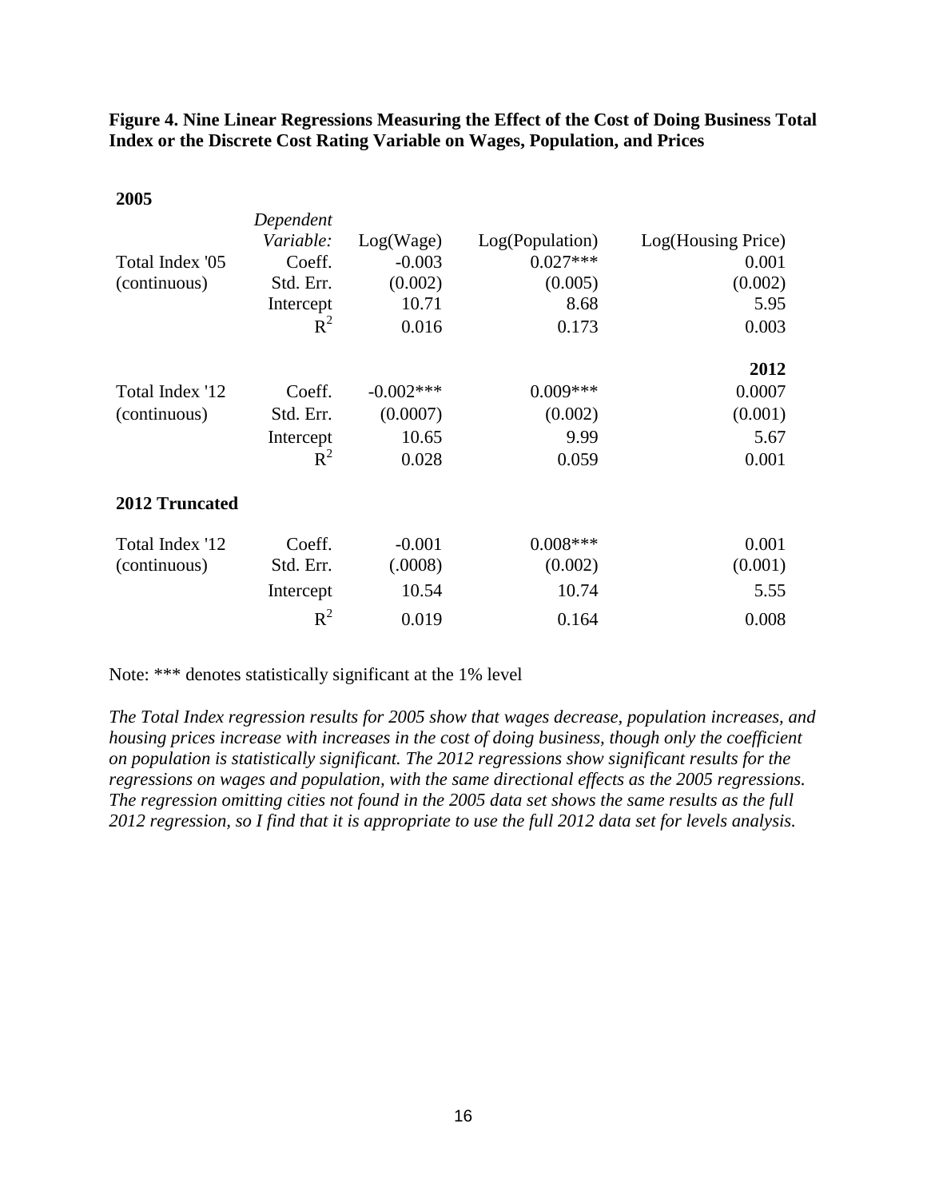**Figure 4. Nine Linear Regressions Measuring the Effect of the Cost of Doing Business Total Index or the Discrete Cost Rating Variable on Wages, Population, and Prices**

| | *Dependent Variable:* | Log(Wage) | Log(Population) | Log(Housing Price) |
|---|---|---|---|---|
| **2005** | | | | |
| Total Index '05 | Coeff. | -0.003 | 0.027*** | 0.001 |
| (continuous) | Std. Err. | (0.002) | (0.005) | (0.002) |
| | Intercept | 10.71 | 8.68 | 5.95 |
| | $R^2$ | 0.016 | 0.173 | 0.003 |
| **2012** | | | | |
| Total Index '12 | Coeff. | -0.002*** | 0.009*** | 0.0007 |
| (continuous) | Std. Err. | (0.0007) | (0.002) | (0.001) |
| | Intercept | 10.65 | 9.99 | 5.67 |
| | $R^2$ | 0.028 | 0.059 | 0.001 |
| **2012 Truncated** | | | | |
| Total Index '12 | Coeff. | -0.001 | 0.008*** | 0.001 |
| (continuous) | Std. Err. | (.0008) | (0.002) | (0.001) |
| | Intercept | 10.54 | 10.74 | 5.55 |
| | $R^2$ | 0.019 | 0.164 | 0.008 |

Note: *** denotes statistically significant at the 1% level

*The Total Index regression results for 2005 show that wages decrease, population increases, and housing prices increase with increases in the cost of doing business, though only the coefficient on population is statistically significant. The 2012 regressions show significant results for the regressions on wages and population, with the same directional effects as the 2005 regressions. The regression omitting cities not found in the 2005 data set shows the same results as the full 2012 regression, so I find that it is appropriate to use the full 2012 data set for levels analysis.*